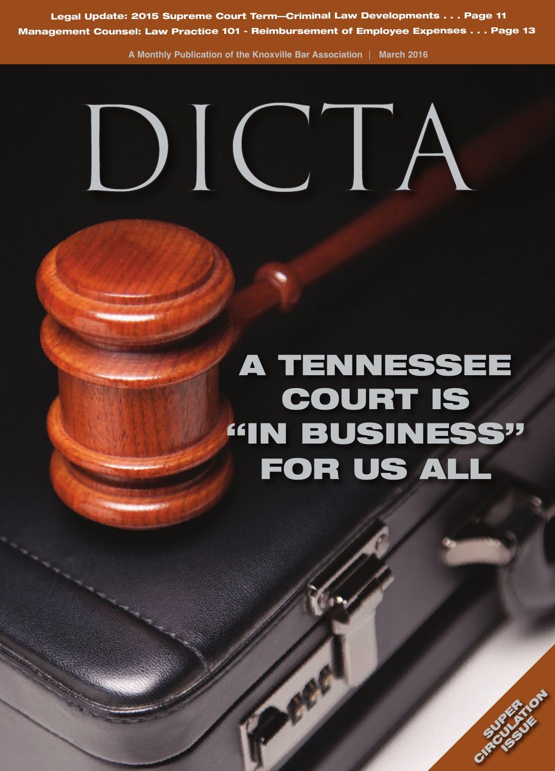Legal Update: 2015 Supreme Court Term—Criminal Law Developments . . . Page 11

Management Counsel: Law Practice 101 - Reimbursement of Employee Expenses . . . Page 13

A Monthly Publication of the Knoxville Bar Association | March 2016

# DICTA

## A TENNESSEE COURT IS "IN BUSINESS" FOR US ALL

SUPER CIRCULATION ISSUE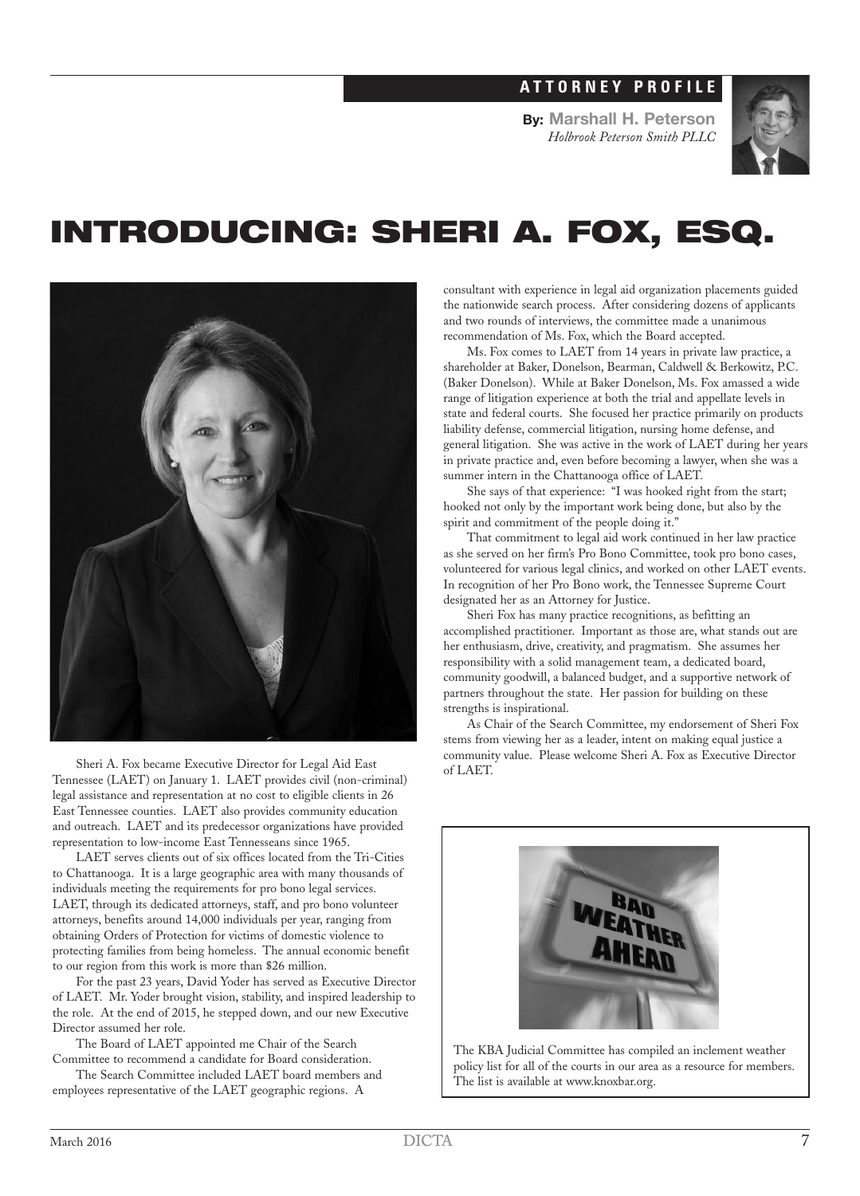ATTORNEY PROFILE

**By: Marshall H. Peterson**
*Holbrook Peterson Smith PLLC*

# INTRODUCING: SHERI A. FOX, ESQ.

Sheri A. Fox became Executive Director for Legal Aid East Tennessee (LAET) on January 1. LAET provides civil (non-criminal) legal assistance and representation at no cost to eligible clients in 26 East Tennessee counties. LAET also provides community education and outreach. LAET and its predecessor organizations have provided representation to low-income East Tennesseans since 1965.

LAET serves clients out of six offices located from the Tri-Cities to Chattanooga. It is a large geographic area with many thousands of individuals meeting the requirements for pro bono legal services. LAET, through its dedicated attorneys, staff, and pro bono volunteer attorneys, benefits around 14,000 individuals per year, ranging from obtaining Orders of Protection for victims of domestic violence to protecting families from being homeless. The annual economic benefit to our region from this work is more than $26 million.

For the past 23 years, David Yoder has served as Executive Director of LAET. Mr. Yoder brought vision, stability, and inspired leadership to the role. At the end of 2015, he stepped down, and our new Executive Director assumed her role.

The Board of LAET appointed me Chair of the Search Committee to recommend a candidate for Board consideration.

The Search Committee included LAET board members and employees representative of the LAET geographic regions. A consultant with experience in legal aid organization placements guided the nationwide search process. After considering dozens of applicants and two rounds of interviews, the committee made a unanimous recommendation of Ms. Fox, which the Board accepted.

Ms. Fox comes to LAET from 14 years in private law practice, a shareholder at Baker, Donelson, Bearman, Caldwell & Berkowitz, P.C. (Baker Donelson). While at Baker Donelson, Ms. Fox amassed a wide range of litigation experience at both the trial and appellate levels in state and federal courts. She focused her practice primarily on products liability defense, commercial litigation, nursing home defense, and general litigation. She was active in the work of LAET during her years in private practice and, even before becoming a lawyer, when she was a summer intern in the Chattanooga office of LAET.

She says of that experience: "I was hooked right from the start; hooked not only by the important work being done, but also by the spirit and commitment of the people doing it."

That commitment to legal aid work continued in her law practice as she served on her firm's Pro Bono Committee, took pro bono cases, volunteered for various legal clinics, and worked on other LAET events. In recognition of her Pro Bono work, the Tennessee Supreme Court designated her as an Attorney for Justice.

Sheri Fox has many practice recognitions, as befitting an accomplished practitioner. Important as those are, what stands out are her enthusiasm, drive, creativity, and pragmatism. She assumes her responsibility with a solid management team, a dedicated board, community goodwill, a balanced budget, and a supportive network of partners throughout the state. Her passion for building on these strengths is inspirational.

As Chair of the Search Committee, my endorsement of Sheri Fox stems from viewing her as a leader, intent on making equal justice a community value. Please welcome Sheri A. Fox as Executive Director of LAET.

---

BAD WEATHER AHEAD

The KBA Judicial Committee has compiled an inclement weather policy list for all of the courts in our area as a resource for members. The list is available at www.knoxbar.org.